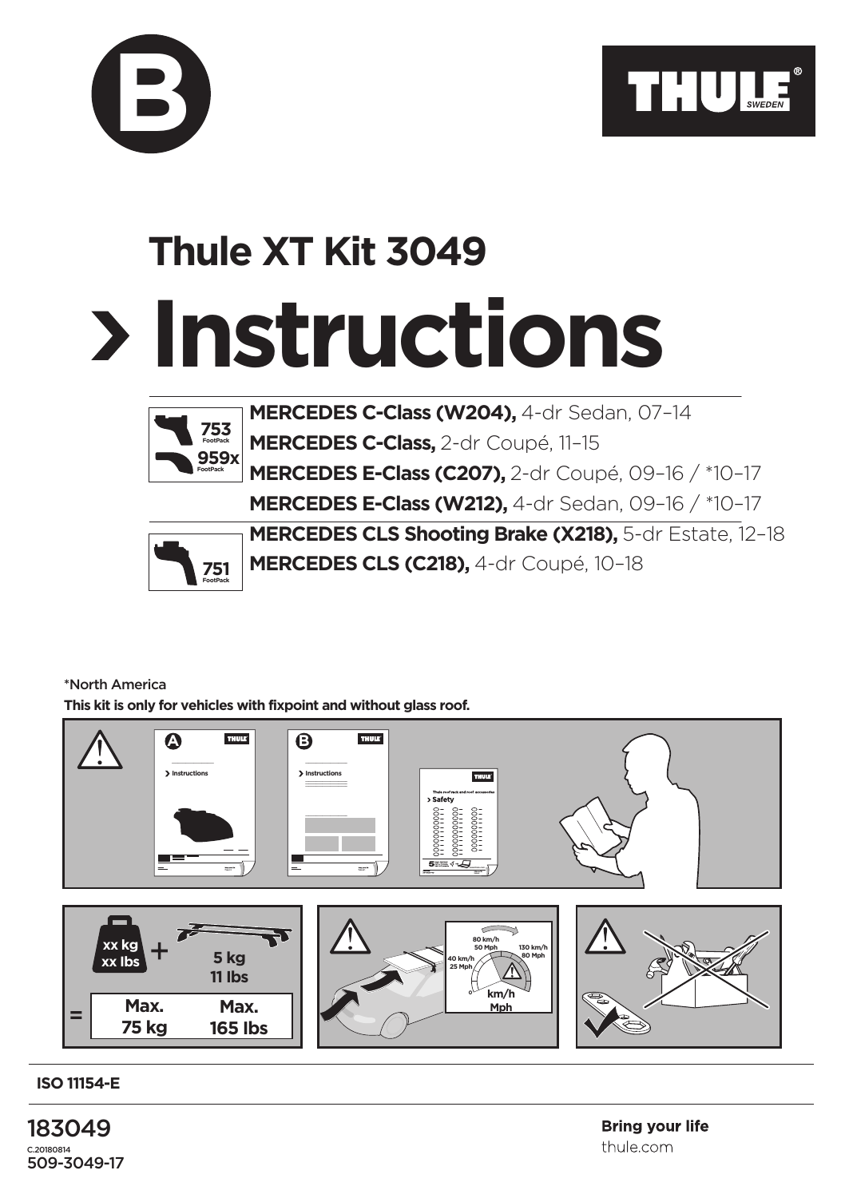B

THULE SWEDEN

# Thule XT Kit 3049

# › Instructions

753 FootPack
959x FootPack

**MERCEDES C-Class (W204),** 4-dr Sedan, 07–14
**MERCEDES C-Class,** 2-dr Coupé, 11–15
**MERCEDES E-Class (C207),** 2-dr Coupé, 09–16 / *10–17
**MERCEDES E-Class (W212),** 4-dr Sedan, 09–16 / *10–17

751 FootPack

**MERCEDES CLS Shooting Brake (X218),** 5-dr Estate, 12–18
**MERCEDES CLS (C218),** 4-dr Coupé, 10–18

*North America

**This kit is only for vehicles with fixpoint and without glass roof.**

xx kg / xx lbs + 5 kg / 11 lbs = Max. 75 kg / Max. 165 lbs

40 km/h 25 Mph — 80 km/h 50 Mph — 130 km/h 80 Mph

km/h / Mph

**ISO 11154-E**

183049
C.20180814
509-3049-17

**Bring your life**
thule.com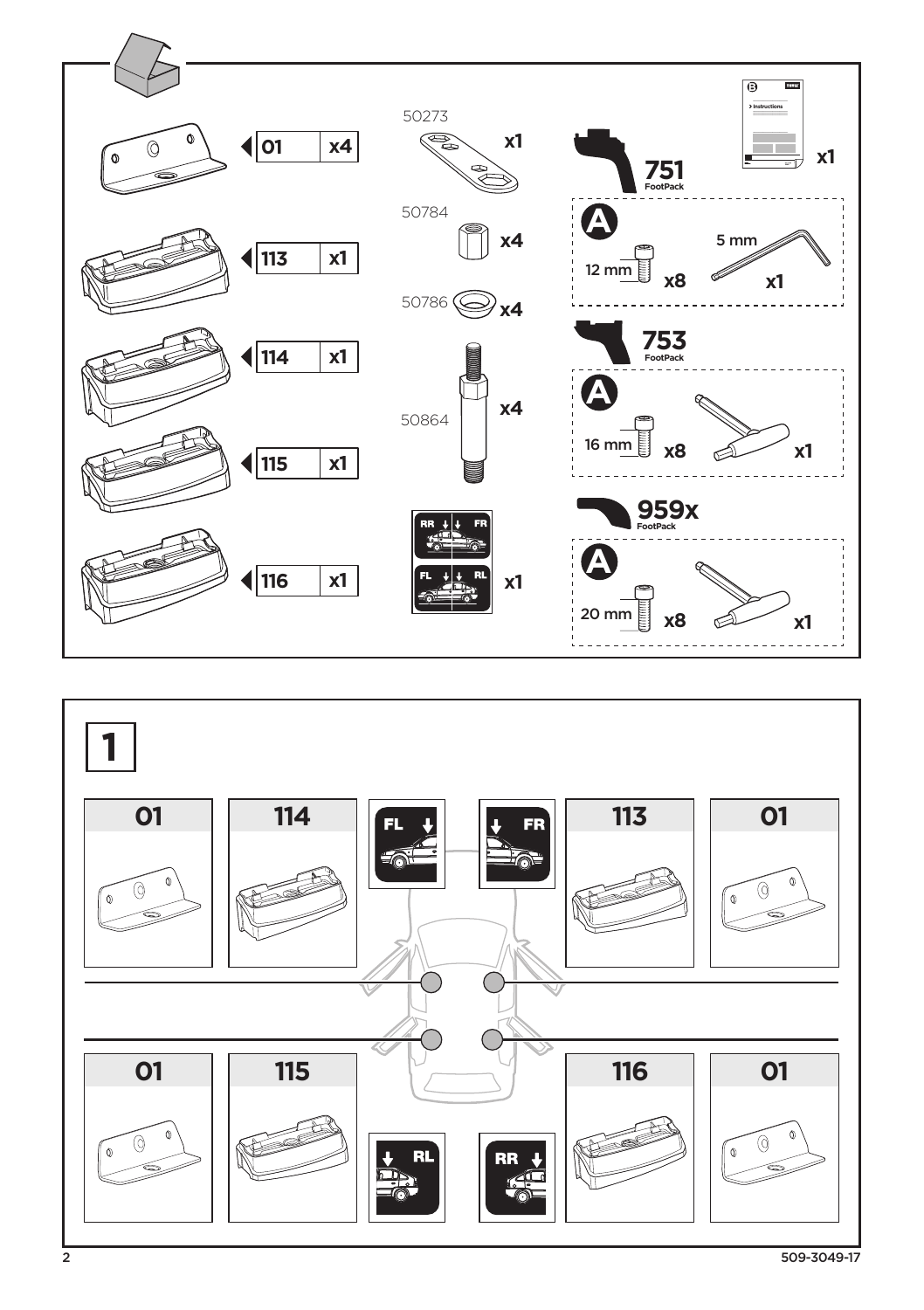| Part | Qty |
|---|---|
| 01 | x4 |
| 113 | x1 |
| 114 | x1 |
| 115 | x1 |
| 116 | x1 |

| Part | Qty |
|---|---|
| 50273 | x1 |
| 50784 | x4 |
| 50786 | x4 |
| 50864 | x4 |
| RR / FR / FL / RL | x1 |

Instructions x1

**751** FootPack

A: 12 mm x8, 5 mm x1

**753** FootPack

A: 16 mm x8, x1

**959x** FootPack

A: 20 mm x8, x1

# 1

| FL | FR |
|---|---|
| 01, 114 | 113, 01 |

| RL | RR |
|---|---|
| 01, 115 | 116, 01 |

509-3049-17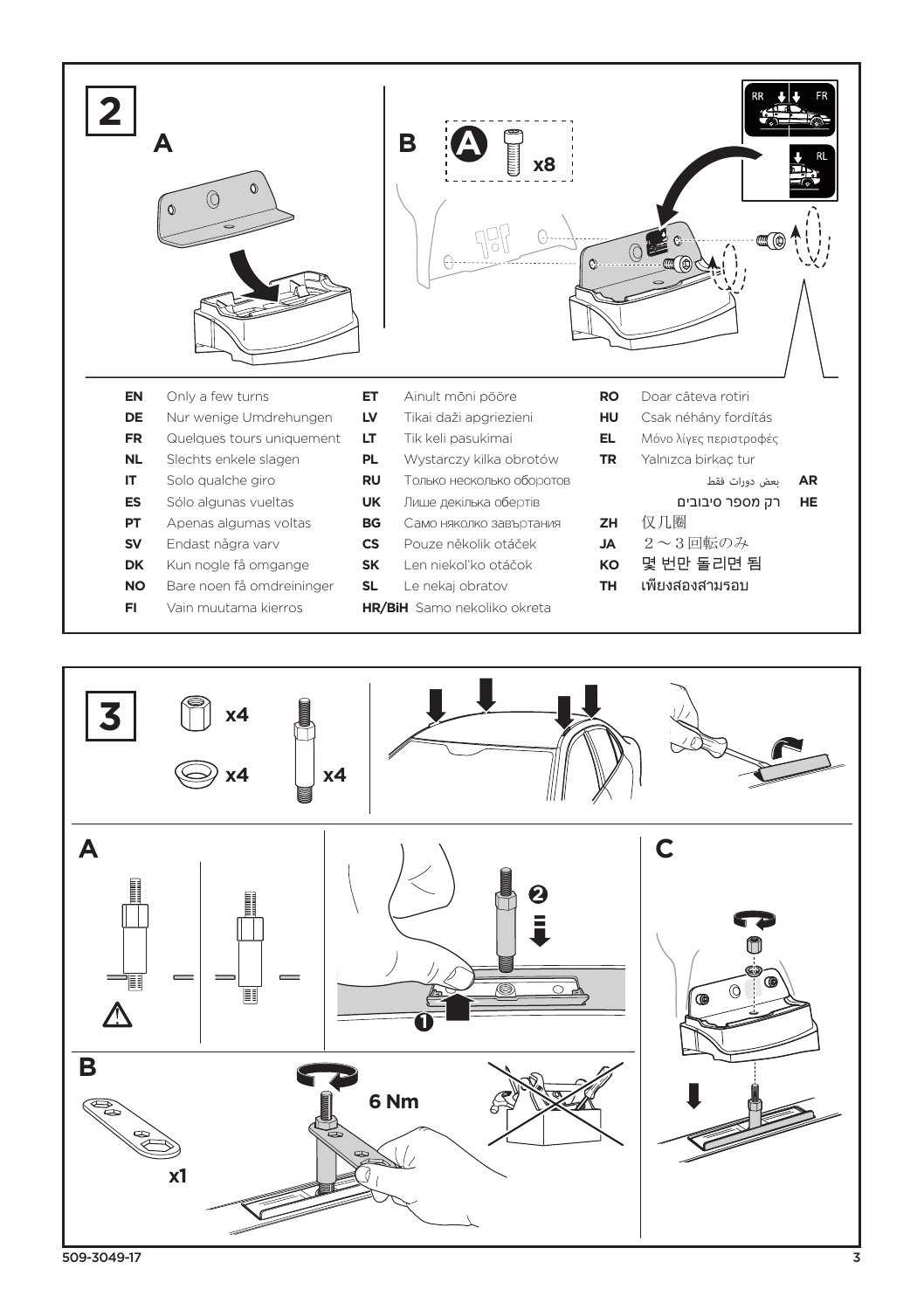## 2

**A**

**B**

A x8

| | | | | | |
|---|---|---|---|---|---|
| **EN** | Only a few turns | **ET** | Ainult mõni pööre | **RO** | Doar câteva rotiri |
| **DE** | Nur wenige Umdrehungen | **LV** | Tikai daži apgriezieni | **HU** | Csak néhány fordítás |
| **FR** | Quelques tours uniquement | **LT** | Tik keli pasukimai | **EL** | Μόνο λίγες περιστροφές |
| **NL** | Slechts enkele slagen | **PL** | Wystarczy kilka obrotów | **TR** | Yalnızca birkaç tur |
| **IT** | Solo qualche giro | **RU** | Только несколько оборотов | **AR** | بعض دورات فقط |
| **ES** | Sólo algunas vueltas | **UK** | Лише декілька обертів | **HE** | רק מספר סיבובים |
| **PT** | Apenas algumas voltas | **BG** | Само няколко завъртания | **ZH** | 仅几圈 |
| **SV** | Endast några varv | **CS** | Pouze několik otáček | **JA** | 2～3回転のみ |
| **DK** | Kun nogle få omgange | **SK** | Len niekoľko otáčok | **KO** | 몇 번만 돌리면 됨 |
| **NO** | Bare noen få omdreininger | **SL** | Le nekaj obratov | **TH** | เพียงสองสามรอบ |
| **FI** | Vain muutama kierros | **HR/BiH** | Samo nekoliko okreta | | |

## 3

x4 x4 x4

**A**

**B**

x1

6 Nm

**C**

509-3049-17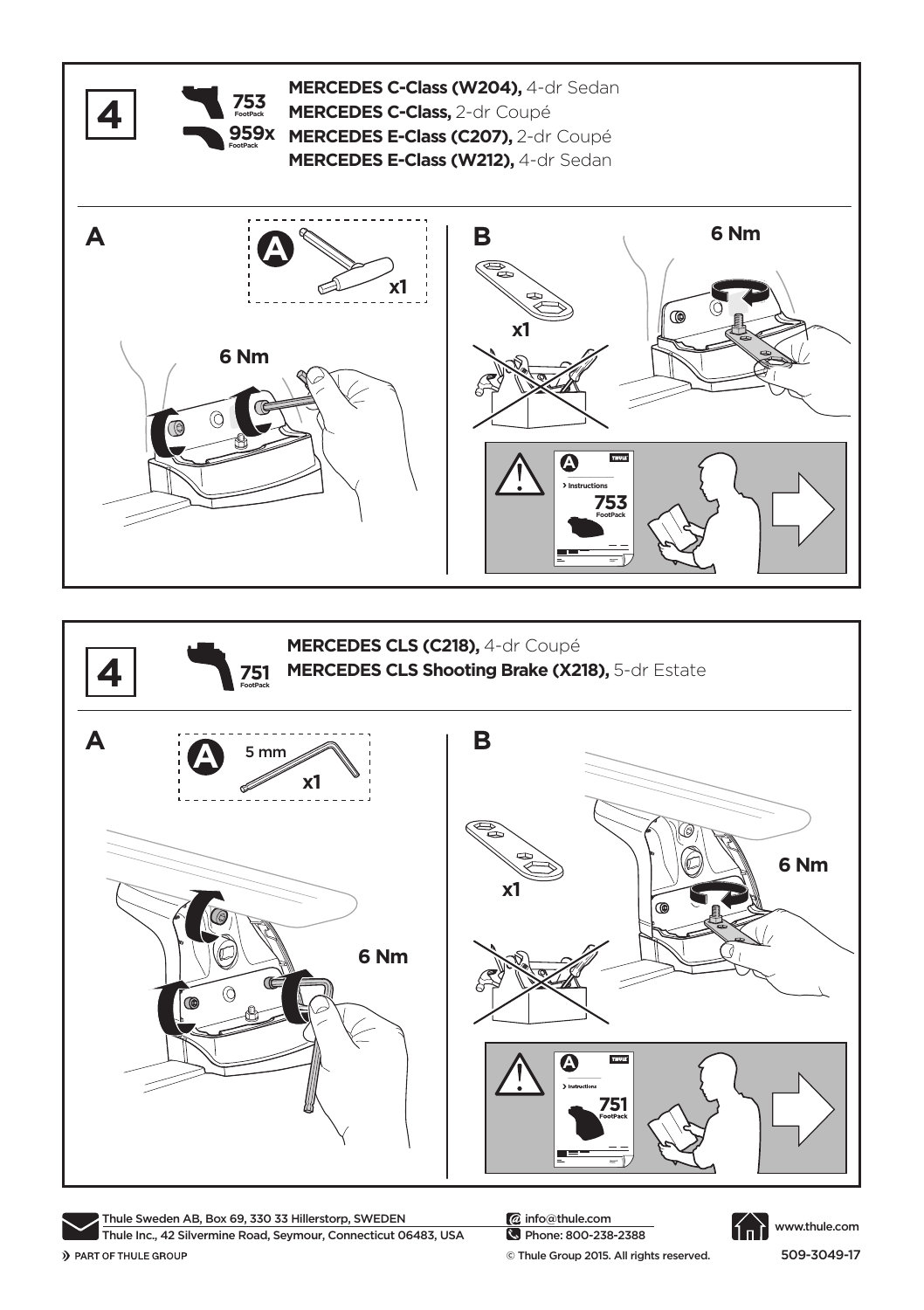# 4

**753** FootPack

**959x** FootPack

**MERCEDES C-Class (W204),** 4-dr Sedan
**MERCEDES C-Class,** 2-dr Coupé
**MERCEDES E-Class (C207),** 2-dr Coupé
**MERCEDES E-Class (W212),** 4-dr Sedan

## A

A x1

6 Nm

## B

x1

6 Nm

A

› Instructions

753 FootPack

# 4

**751** FootPack

**MERCEDES CLS (C218),** 4-dr Coupé
**MERCEDES CLS Shooting Brake (X218),** 5-dr Estate

## A

A 5 mm x1

6 Nm

## B

x1

6 Nm

A

› Instructions

751 FootPack

Thule Sweden AB, Box 69, 330 33 Hillerstorp, SWEDEN
Thule Inc., 42 Silvermine Road, Seymour, Connecticut 06483, USA

» PART OF THULE GROUP

info@thule.com
Phone: 800-238-2388

© Thule Group 2015. All rights reserved.

www.thule.com

509-3049-17